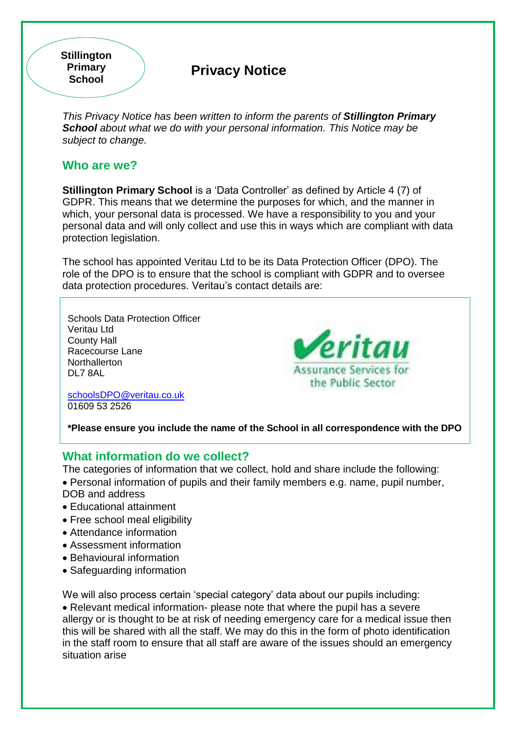**Stillington Primary School**

# Privacy Notice

*This Privacy Notice has been written to inform the parents of **Stillington Primary School** about what we do with your personal information. This Notice may be subject to change.*

## Who are we?

**Stillington Primary School** is a 'Data Controller' as defined by Article 4 (7) of GDPR. This means that we determine the purposes for which, and the manner in which, your personal data is processed. We have a responsibility to you and your personal data and will only collect and use this in ways which are compliant with data protection legislation.

The school has appointed Veritau Ltd to be its Data Protection Officer (DPO). The role of the DPO is to ensure that the school is compliant with GDPR and to oversee data protection procedures. Veritau's contact details are:

Schools Data Protection Officer
Veritau Ltd
County Hall
Racecourse Lane
Northallerton
DL7 8AL

schoolsDPO@veritau.co.uk
01609 53 2526

Veritau
Assurance Services for the Public Sector

**\*Please ensure you include the name of the School in all correspondence with the DPO**

## What information do we collect?

The categories of information that we collect, hold and share include the following:

- Personal information of pupils and their family members e.g. name, pupil number, DOB and address
- Educational attainment
- Free school meal eligibility
- Attendance information
- Assessment information
- Behavioural information
- Safeguarding information

We will also process certain 'special category' data about our pupils including:

- Relevant medical information- please note that where the pupil has a severe allergy or is thought to be at risk of needing emergency care for a medical issue then this will be shared with all the staff. We may do this in the form of photo identification in the staff room to ensure that all staff are aware of the issues should an emergency situation arise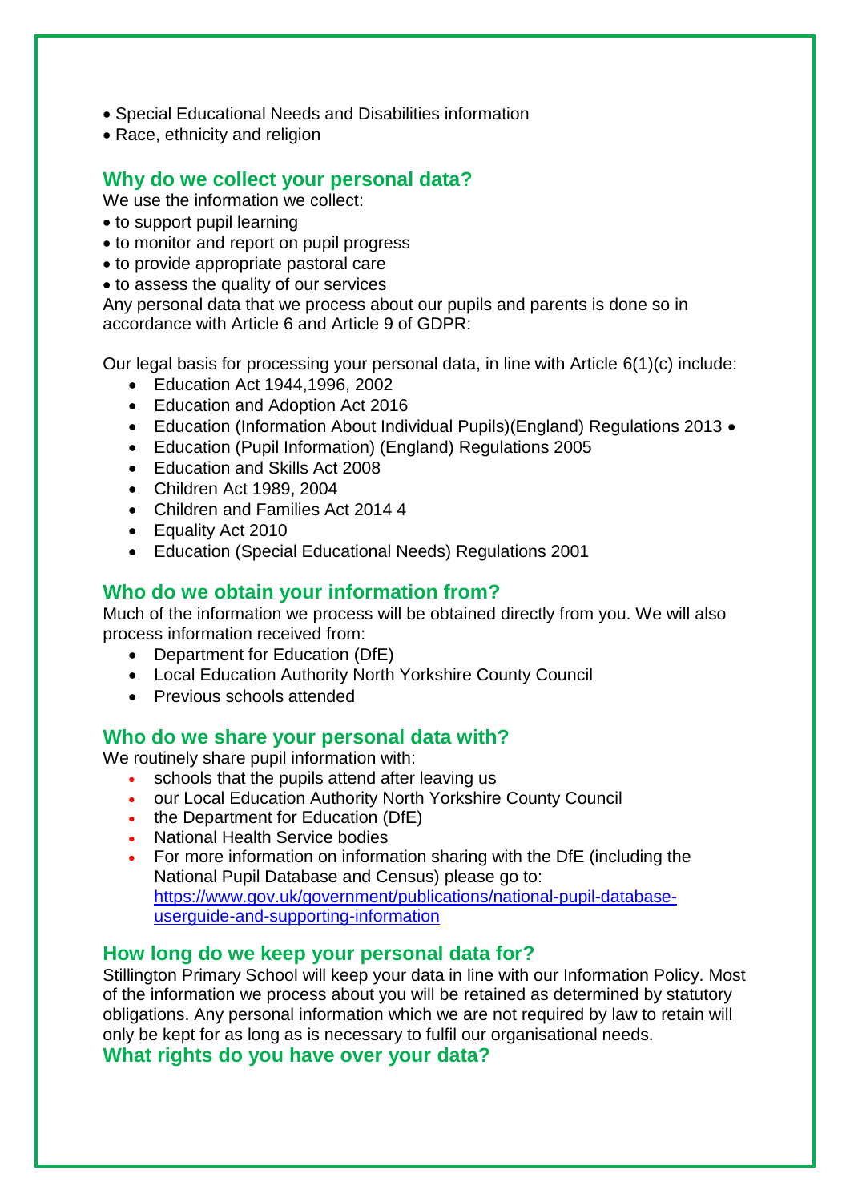- Special Educational Needs and Disabilities information
- Race, ethnicity and religion

## Why do we collect your personal data?

We use the information we collect:

- to support pupil learning
- to monitor and report on pupil progress
- to provide appropriate pastoral care
- to assess the quality of our services

Any personal data that we process about our pupils and parents is done so in accordance with Article 6 and Article 9 of GDPR:

Our legal basis for processing your personal data, in line with Article 6(1)(c) include:

- Education Act 1944,1996, 2002
- Education and Adoption Act 2016
- Education (Information About Individual Pupils)(England) Regulations 2013 •
- Education (Pupil Information) (England) Regulations 2005
- Education and Skills Act 2008
- Children Act 1989, 2004
- Children and Families Act 2014 4
- Equality Act 2010
- Education (Special Educational Needs) Regulations 2001

## Who do we obtain your information from?

Much of the information we process will be obtained directly from you. We will also process information received from:

- Department for Education (DfE)
- Local Education Authority North Yorkshire County Council
- Previous schools attended

## Who do we share your personal data with?

We routinely share pupil information with:

- schools that the pupils attend after leaving us
- our Local Education Authority North Yorkshire County Council
- the Department for Education (DfE)
- National Health Service bodies
- For more information on information sharing with the DfE (including the National Pupil Database and Census) please go to: [https://www.gov.uk/government/publications/national-pupil-database-userguide-and-supporting-information](https://www.gov.uk/government/publications/national-pupil-database-userguide-and-supporting-information)

## How long do we keep your personal data for?

Stillington Primary School will keep your data in line with our Information Policy. Most of the information we process about you will be retained as determined by statutory obligations. Any personal information which we are not required by law to retain will only be kept for as long as is necessary to fulfil our organisational needs.

## What rights do you have over your data?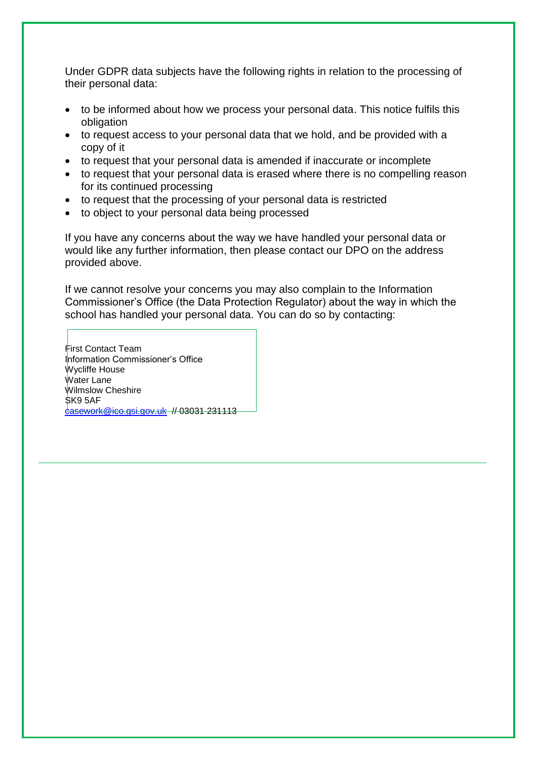Under GDPR data subjects have the following rights in relation to the processing of their personal data:

- to be informed about how we process your personal data. This notice fulfils this obligation
- to request access to your personal data that we hold, and be provided with a copy of it
- to request that your personal data is amended if inaccurate or incomplete
- to request that your personal data is erased where there is no compelling reason for its continued processing
- to request that the processing of your personal data is restricted
- to object to your personal data being processed

If you have any concerns about the way we have handled your personal data or would like any further information, then please contact our DPO on the address provided above.

If we cannot resolve your concerns you may also complain to the Information Commissioner's Office (the Data Protection Regulator) about the way in which the school has handled your personal data. You can do so by contacting:

First Contact Team
Information Commissioner's Office
Wycliffe House
Water Lane
Wilmslow Cheshire
SK9 5AF
casework@ico.gsi.gov.uk // 03031 231113